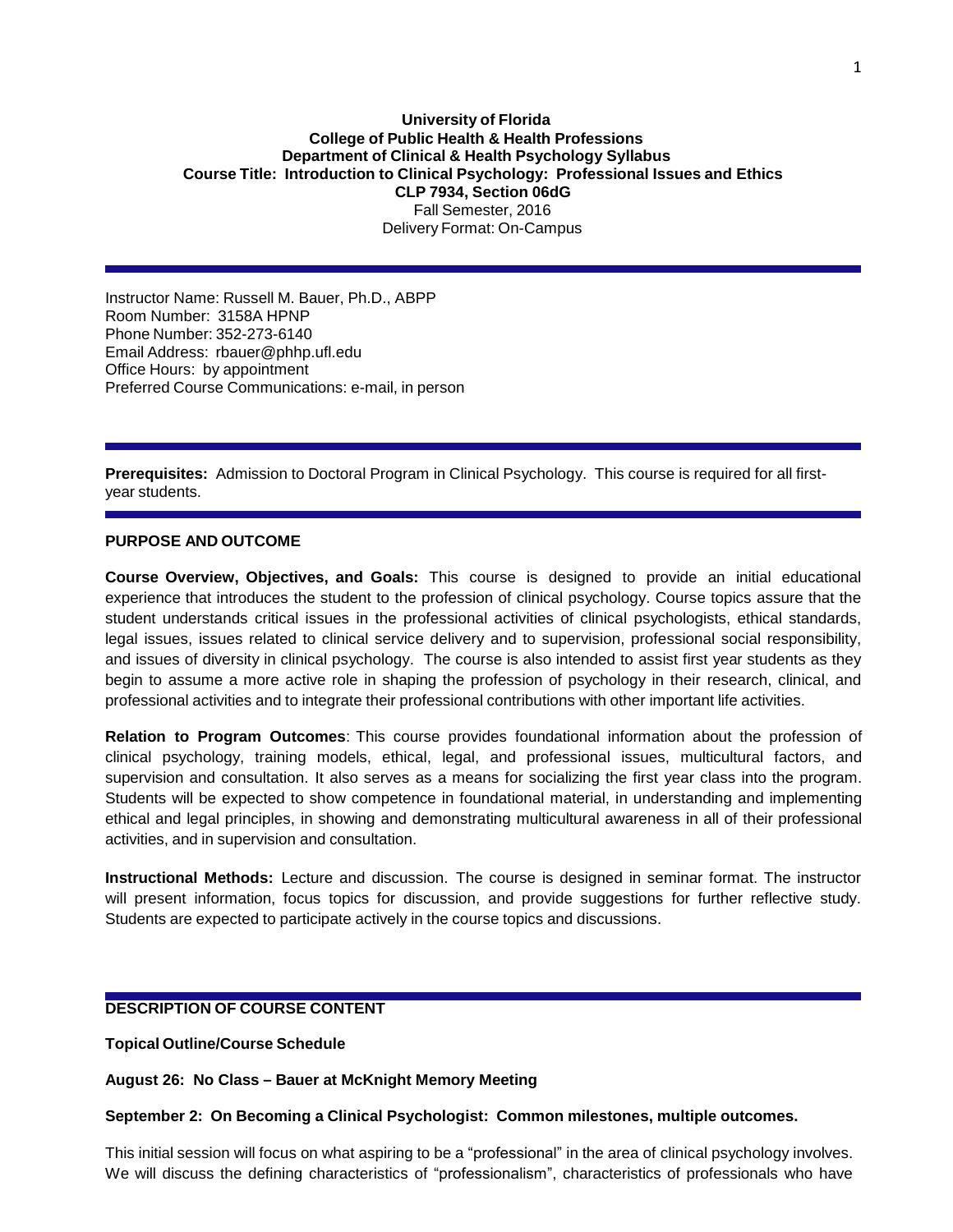**University of Florida**
**College of Public Health & Health Professions**
**Department of Clinical & Health Psychology Syllabus**
**Course Title: Introduction to Clinical Psychology: Professional Issues and Ethics**
**CLP 7934, Section 06dG**
Fall Semester, 2016
Delivery Format: On-Campus

---

Instructor Name: Russell M. Bauer, Ph.D., ABPP
Room Number: 3158A HPNP
Phone Number: 352-273-6140
Email Address: rbauer@phhp.ufl.edu
Office Hours: by appointment
Preferred Course Communications: e-mail, in person

---

**Prerequisites:** Admission to Doctoral Program in Clinical Psychology. This course is required for all first-year students.

---

## PURPOSE AND OUTCOME

**Course Overview, Objectives, and Goals:** This course is designed to provide an initial educational experience that introduces the student to the profession of clinical psychology. Course topics assure that the student understands critical issues in the professional activities of clinical psychologists, ethical standards, legal issues, issues related to clinical service delivery and to supervision, professional social responsibility, and issues of diversity in clinical psychology. The course is also intended to assist first year students as they begin to assume a more active role in shaping the profession of psychology in their research, clinical, and professional activities and to integrate their professional contributions with other important life activities.

**Relation to Program Outcomes**: This course provides foundational information about the profession of clinical psychology, training models, ethical, legal, and professional issues, multicultural factors, and supervision and consultation. It also serves as a means for socializing the first year class into the program. Students will be expected to show competence in foundational material, in understanding and implementing ethical and legal principles, in showing and demonstrating multicultural awareness in all of their professional activities, and in supervision and consultation.

**Instructional Methods:** Lecture and discussion. The course is designed in seminar format. The instructor will present information, focus topics for discussion, and provide suggestions for further reflective study. Students are expected to participate actively in the course topics and discussions.

---

## DESCRIPTION OF COURSE CONTENT

**Topical Outline/Course Schedule**

**August 26: No Class – Bauer at McKnight Memory Meeting**

**September 2: On Becoming a Clinical Psychologist: Common milestones, multiple outcomes.**

This initial session will focus on what aspiring to be a "professional" in the area of clinical psychology involves. We will discuss the defining characteristics of "professionalism", characteristics of professionals who have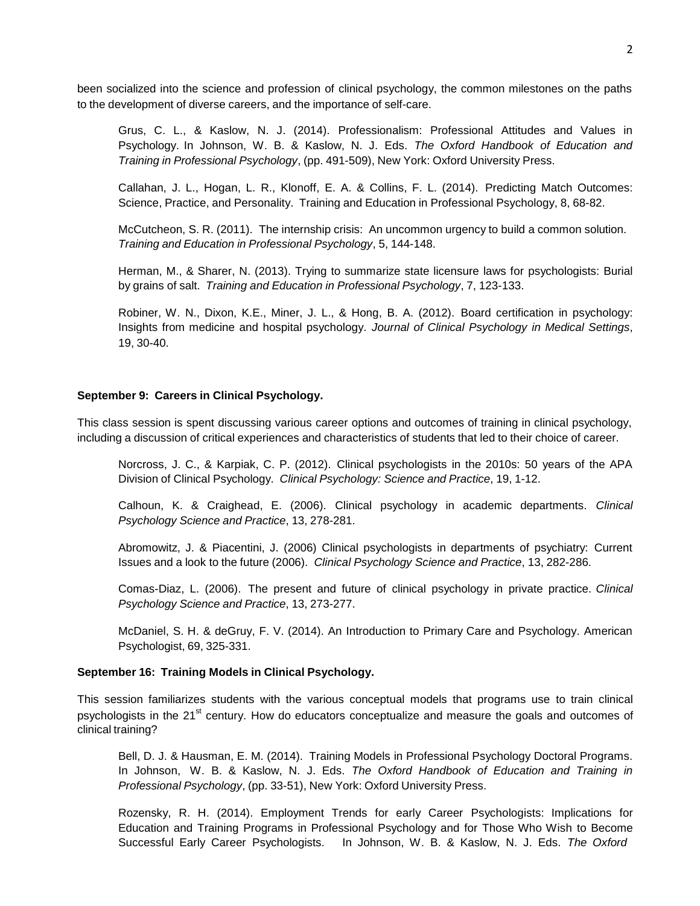been socialized into the science and profession of clinical psychology, the common milestones on the paths to the development of diverse careers, and the importance of self-care.

Grus, C. L., & Kaslow, N. J. (2014). Professionalism: Professional Attitudes and Values in Psychology. In Johnson, W. B. & Kaslow, N. J. Eds. *The Oxford Handbook of Education and Training in Professional Psychology*, (pp. 491-509), New York: Oxford University Press.

Callahan, J. L., Hogan, L. R., Klonoff, E. A. & Collins, F. L. (2014). Predicting Match Outcomes: Science, Practice, and Personality. Training and Education in Professional Psychology, 8, 68-82.

McCutcheon, S. R. (2011). The internship crisis: An uncommon urgency to build a common solution. *Training and Education in Professional Psychology*, 5, 144-148.

Herman, M., & Sharer, N. (2013). Trying to summarize state licensure laws for psychologists: Burial by grains of salt. *Training and Education in Professional Psychology*, 7, 123-133.

Robiner, W. N., Dixon, K.E., Miner, J. L., & Hong, B. A. (2012). Board certification in psychology: Insights from medicine and hospital psychology. *Journal of Clinical Psychology in Medical Settings*, 19, 30-40.

**September 9: Careers in Clinical Psychology.**

This class session is spent discussing various career options and outcomes of training in clinical psychology, including a discussion of critical experiences and characteristics of students that led to their choice of career.

Norcross, J. C., & Karpiak, C. P. (2012). Clinical psychologists in the 2010s: 50 years of the APA Division of Clinical Psychology. *Clinical Psychology: Science and Practice*, 19, 1-12.

Calhoun, K. & Craighead, E. (2006). Clinical psychology in academic departments. *Clinical Psychology Science and Practice*, 13, 278-281.

Abromowitz, J. & Piacentini, J. (2006) Clinical psychologists in departments of psychiatry: Current Issues and a look to the future (2006). *Clinical Psychology Science and Practice*, 13, 282-286.

Comas-Diaz, L. (2006). The present and future of clinical psychology in private practice. *Clinical Psychology Science and Practice*, 13, 273-277.

McDaniel, S. H. & deGruy, F. V. (2014). An Introduction to Primary Care and Psychology. American Psychologist, 69, 325-331.

**September 16: Training Models in Clinical Psychology.**

This session familiarizes students with the various conceptual models that programs use to train clinical psychologists in the 21st century. How do educators conceptualize and measure the goals and outcomes of clinical training?

Bell, D. J. & Hausman, E. M. (2014). Training Models in Professional Psychology Doctoral Programs. In Johnson, W. B. & Kaslow, N. J. Eds. *The Oxford Handbook of Education and Training in Professional Psychology*, (pp. 33-51), New York: Oxford University Press.

Rozensky, R. H. (2014). Employment Trends for early Career Psychologists: Implications for Education and Training Programs in Professional Psychology and for Those Who Wish to Become Successful Early Career Psychologists. In Johnson, W. B. & Kaslow, N. J. Eds. *The Oxford*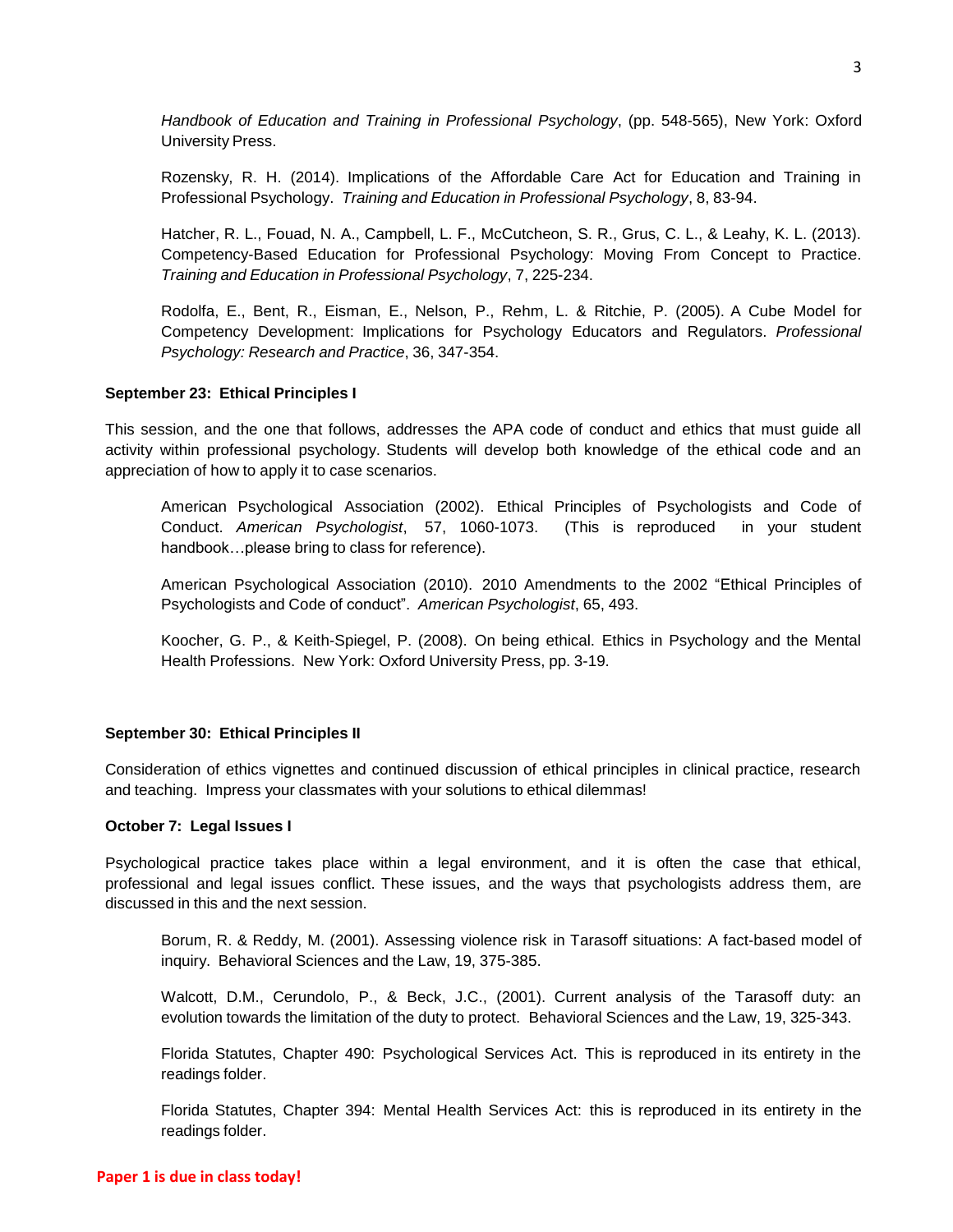*Handbook of Education and Training in Professional Psychology*, (pp. 548-565), New York: Oxford University Press.

Rozensky, R. H. (2014). Implications of the Affordable Care Act for Education and Training in Professional Psychology. *Training and Education in Professional Psychology*, 8, 83-94.

Hatcher, R. L., Fouad, N. A., Campbell, L. F., McCutcheon, S. R., Grus, C. L., & Leahy, K. L. (2013). Competency-Based Education for Professional Psychology: Moving From Concept to Practice. *Training and Education in Professional Psychology*, 7, 225-234.

Rodolfa, E., Bent, R., Eisman, E., Nelson, P., Rehm, L. & Ritchie, P. (2005). A Cube Model for Competency Development: Implications for Psychology Educators and Regulators. *Professional Psychology: Research and Practice*, 36, 347-354.

**September 23: Ethical Principles I**

This session, and the one that follows, addresses the APA code of conduct and ethics that must guide all activity within professional psychology. Students will develop both knowledge of the ethical code and an appreciation of how to apply it to case scenarios.

American Psychological Association (2002). Ethical Principles of Psychologists and Code of Conduct. *American Psychologist*, 57, 1060-1073. (This is reproduced in your student handbook…please bring to class for reference).

American Psychological Association (2010). 2010 Amendments to the 2002 "Ethical Principles of Psychologists and Code of conduct". *American Psychologist*, 65, 493.

Koocher, G. P., & Keith-Spiegel, P. (2008). On being ethical. Ethics in Psychology and the Mental Health Professions. New York: Oxford University Press, pp. 3-19.

**September 30: Ethical Principles II**

Consideration of ethics vignettes and continued discussion of ethical principles in clinical practice, research and teaching. Impress your classmates with your solutions to ethical dilemmas!

**October 7: Legal Issues I**

Psychological practice takes place within a legal environment, and it is often the case that ethical, professional and legal issues conflict. These issues, and the ways that psychologists address them, are discussed in this and the next session.

Borum, R. & Reddy, M. (2001). Assessing violence risk in Tarasoff situations: A fact-based model of inquiry. Behavioral Sciences and the Law, 19, 375-385.

Walcott, D.M., Cerundolo, P., & Beck, J.C., (2001). Current analysis of the Tarasoff duty: an evolution towards the limitation of the duty to protect. Behavioral Sciences and the Law, 19, 325-343.

Florida Statutes, Chapter 490: Psychological Services Act. This is reproduced in its entirety in the readings folder.

Florida Statutes, Chapter 394: Mental Health Services Act: this is reproduced in its entirety in the readings folder.

**Paper 1 is due in class today!**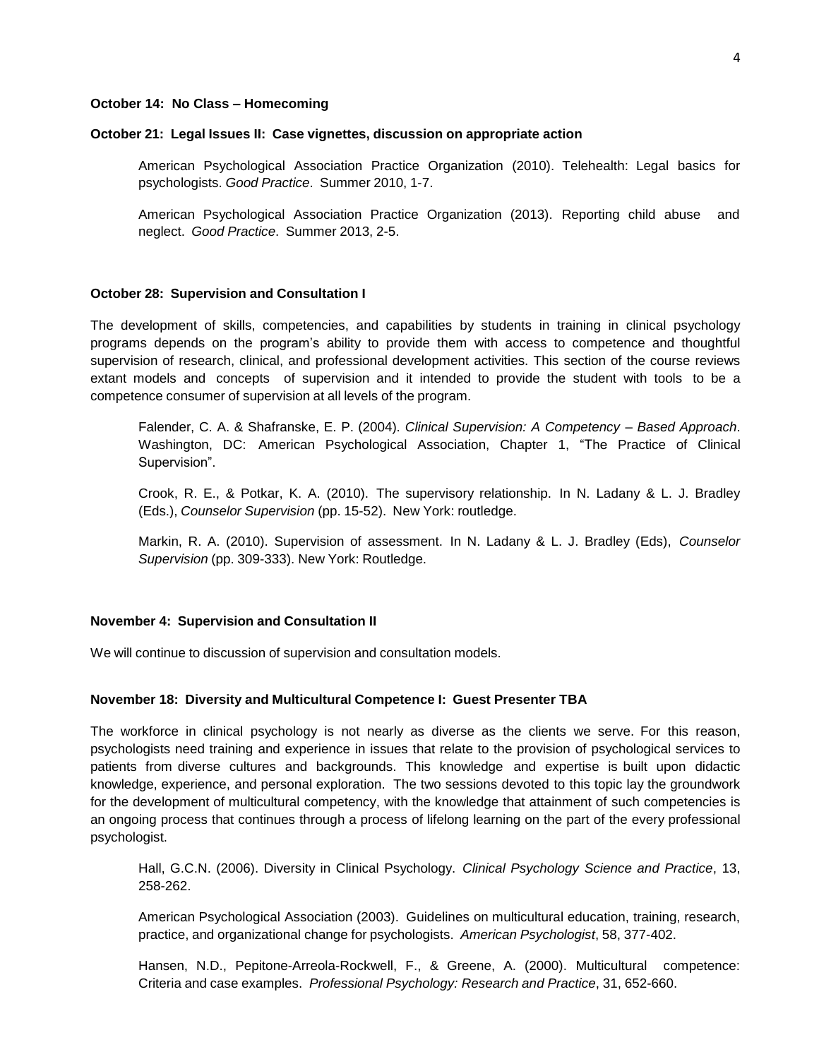**October 14: No Class – Homecoming**

**October 21: Legal Issues II: Case vignettes, discussion on appropriate action**

> American Psychological Association Practice Organization (2010). Telehealth: Legal basics for psychologists. *Good Practice*. Summer 2010, 1-7.
>
> American Psychological Association Practice Organization (2013). Reporting child abuse and neglect. *Good Practice*. Summer 2013, 2-5.

**October 28: Supervision and Consultation I**

The development of skills, competencies, and capabilities by students in training in clinical psychology programs depends on the program's ability to provide them with access to competence and thoughtful supervision of research, clinical, and professional development activities. This section of the course reviews extant models and concepts of supervision and it intended to provide the student with tools to be a competence consumer of supervision at all levels of the program.

> Falender, C. A. & Shafranske, E. P. (2004). *Clinical Supervision: A Competency – Based Approach*. Washington, DC: American Psychological Association, Chapter 1, "The Practice of Clinical Supervision".
>
> Crook, R. E., & Potkar, K. A. (2010). The supervisory relationship. In N. Ladany & L. J. Bradley (Eds.), *Counselor Supervision* (pp. 15-52). New York: routledge.
>
> Markin, R. A. (2010). Supervision of assessment. In N. Ladany & L. J. Bradley (Eds), *Counselor Supervision* (pp. 309-333). New York: Routledge.

**November 4: Supervision and Consultation II**

We will continue to discussion of supervision and consultation models.

**November 18: Diversity and Multicultural Competence I: Guest Presenter TBA**

The workforce in clinical psychology is not nearly as diverse as the clients we serve. For this reason, psychologists need training and experience in issues that relate to the provision of psychological services to patients from diverse cultures and backgrounds. This knowledge and expertise is built upon didactic knowledge, experience, and personal exploration. The two sessions devoted to this topic lay the groundwork for the development of multicultural competency, with the knowledge that attainment of such competencies is an ongoing process that continues through a process of lifelong learning on the part of the every professional psychologist.

> Hall, G.C.N. (2006). Diversity in Clinical Psychology. *Clinical Psychology Science and Practice*, 13, 258-262.
>
> American Psychological Association (2003). Guidelines on multicultural education, training, research, practice, and organizational change for psychologists. *American Psychologist*, 58, 377-402.
>
> Hansen, N.D., Pepitone-Arreola-Rockwell, F., & Greene, A. (2000). Multicultural competence: Criteria and case examples. *Professional Psychology: Research and Practice*, 31, 652-660.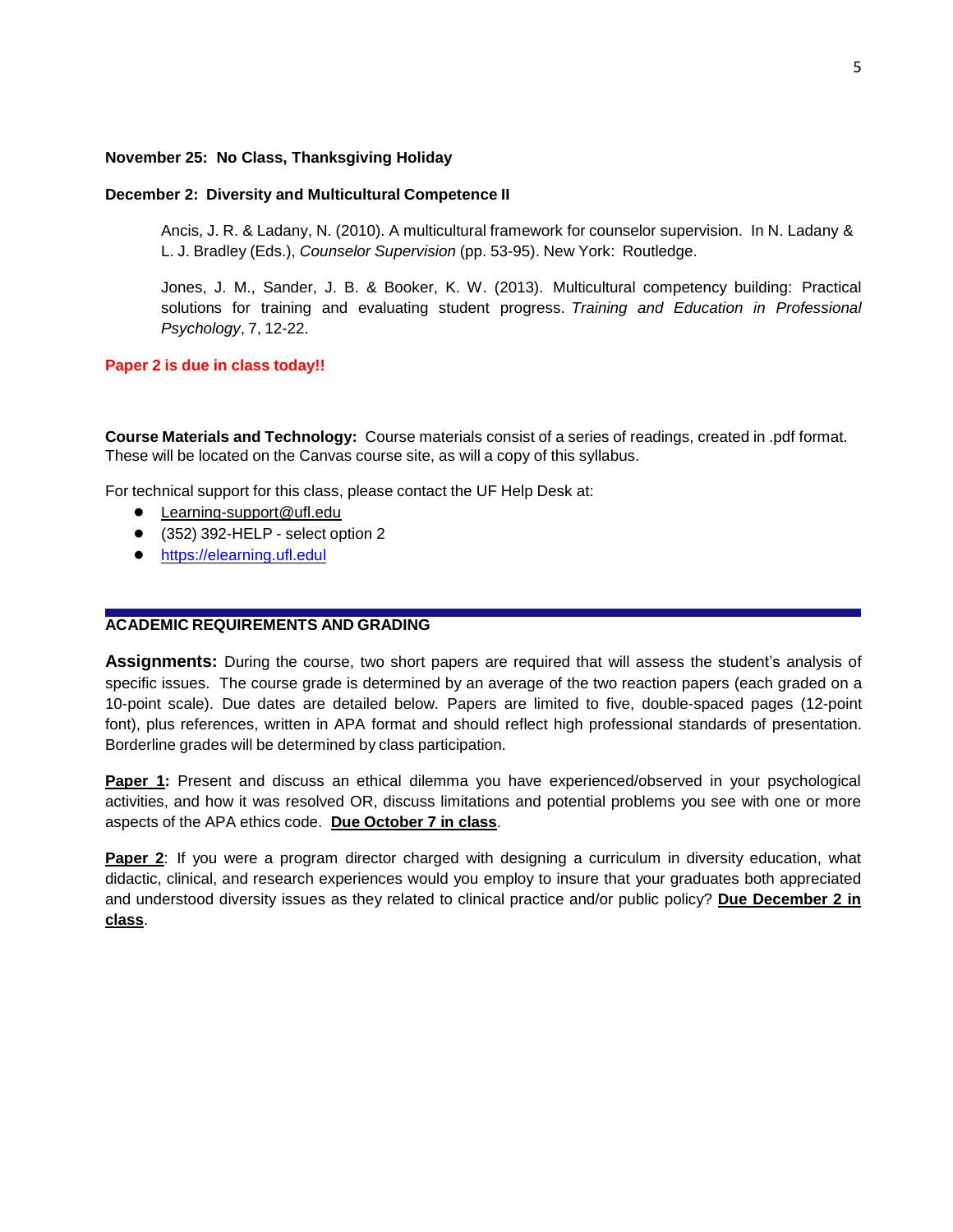**November 25: No Class, Thanksgiving Holiday**

**December 2: Diversity and Multicultural Competence II**

> Ancis, J. R. & Ladany, N. (2010). A multicultural framework for counselor supervision. In N. Ladany & L. J. Bradley (Eds.), *Counselor Supervision* (pp. 53-95). New York: Routledge.
>
> Jones, J. M., Sander, J. B. & Booker, K. W. (2013). Multicultural competency building: Practical solutions for training and evaluating student progress. *Training and Education in Professional Psychology*, 7, 12-22.

**Paper 2 is due in class today!!**

**Course Materials and Technology:** Course materials consist of a series of readings, created in .pdf format. These will be located on the Canvas course site, as will a copy of this syllabus.

For technical support for this class, please contact the UF Help Desk at:

- Learning-support@ufl.edu
- (352) 392-HELP - select option 2
- https://elearning.ufl.edul

## ACADEMIC REQUIREMENTS AND GRADING

**Assignments:** During the course, two short papers are required that will assess the student's analysis of specific issues. The course grade is determined by an average of the two reaction papers (each graded on a 10-point scale). Due dates are detailed below. Papers are limited to five, double-spaced pages (12-point font), plus references, written in APA format and should reflect high professional standards of presentation. Borderline grades will be determined by class participation.

**Paper 1:** Present and discuss an ethical dilemma you have experienced/observed in your psychological activities, and how it was resolved OR, discuss limitations and potential problems you see with one or more aspects of the APA ethics code. **Due October 7 in class**.

**Paper 2**: If you were a program director charged with designing a curriculum in diversity education, what didactic, clinical, and research experiences would you employ to insure that your graduates both appreciated and understood diversity issues as they related to clinical practice and/or public policy? **Due December 2 in class**.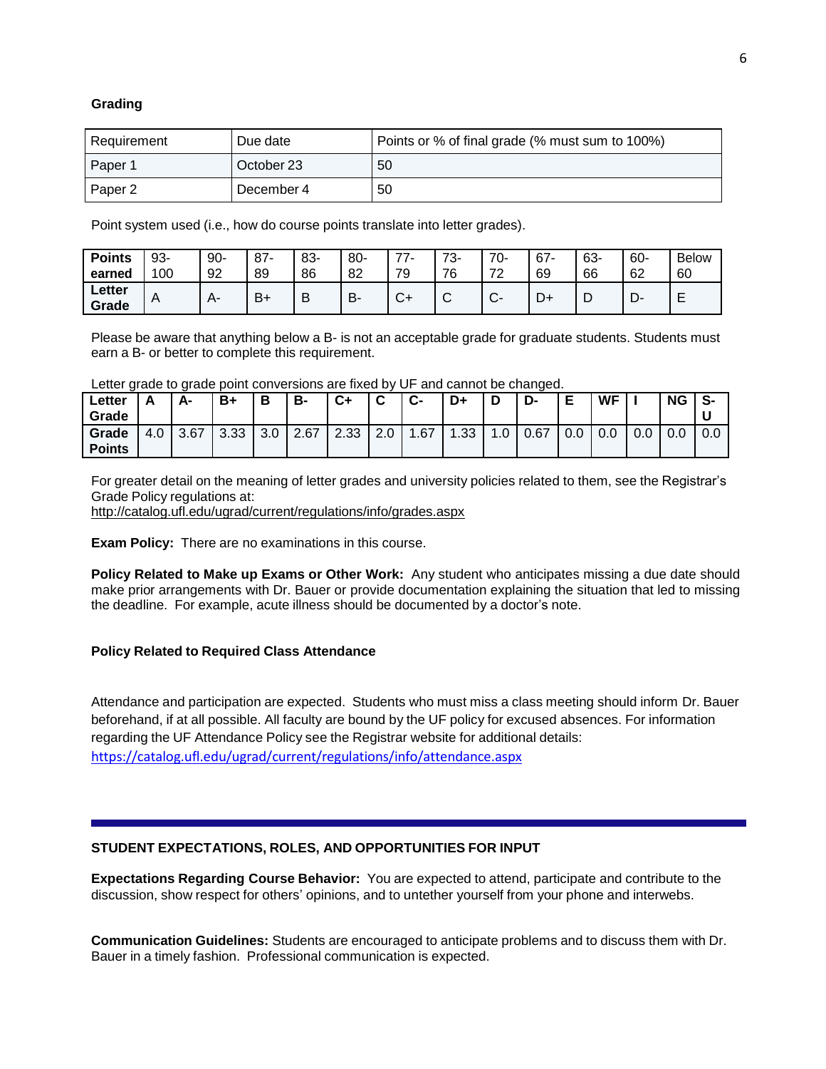**Grading**

| Requirement | Due date | Points or % of final grade (% must sum to 100%) |
|---|---|---|
| Paper 1 | October 23 | 50 |
| Paper 2 | December 4 | 50 |

Point system used (i.e., how do course points translate into letter grades).

| **Points earned** | 93-100 | 90-92 | 87-89 | 83-86 | 80-82 | 77-79 | 73-76 | 70-72 | 67-69 | 63-66 | 60-62 | Below 60 |
|---|---|---|---|---|---|---|---|---|---|---|---|---|
| **Letter Grade** | A | A- | B+ | B | B- | C+ | C | C- | D+ | D | D- | E |

Please be aware that anything below a B- is not an acceptable grade for graduate students. Students must earn a B- or better to complete this requirement.

Letter grade to grade point conversions are fixed by UF and cannot be changed.

| **Letter Grade** | **A** | **A-** | **B+** | **B** | **B-** | **C+** | **C** | **C-** | **D+** | **D** | **D-** | **E** | **WF** | **I** | **NG** | **S-U** |
|---|---|---|---|---|---|---|---|---|---|---|---|---|---|---|---|---|
| **Grade Points** | 4.0 | 3.67 | 3.33 | 3.0 | 2.67 | 2.33 | 2.0 | 1.67 | 1.33 | 1.0 | 0.67 | 0.0 | 0.0 | 0.0 | 0.0 | 0.0 |

For greater detail on the meaning of letter grades and university policies related to them, see the Registrar's Grade Policy regulations at:
http://catalog.ufl.edu/ugrad/current/regulations/info/grades.aspx

**Exam Policy:** There are no examinations in this course.

**Policy Related to Make up Exams or Other Work:** Any student who anticipates missing a due date should make prior arrangements with Dr. Bauer or provide documentation explaining the situation that led to missing the deadline. For example, acute illness should be documented by a doctor's note.

**Policy Related to Required Class Attendance**

Attendance and participation are expected. Students who must miss a class meeting should inform Dr. Bauer beforehand, if at all possible. All faculty are bound by the UF policy for excused absences. For information regarding the UF Attendance Policy see the Registrar website for additional details:
https://catalog.ufl.edu/ugrad/current/regulations/info/attendance.aspx

**STUDENT EXPECTATIONS, ROLES, AND OPPORTUNITIES FOR INPUT**

**Expectations Regarding Course Behavior:** You are expected to attend, participate and contribute to the discussion, show respect for others' opinions, and to untether yourself from your phone and interwebs.

**Communication Guidelines:** Students are encouraged to anticipate problems and to discuss them with Dr. Bauer in a timely fashion. Professional communication is expected.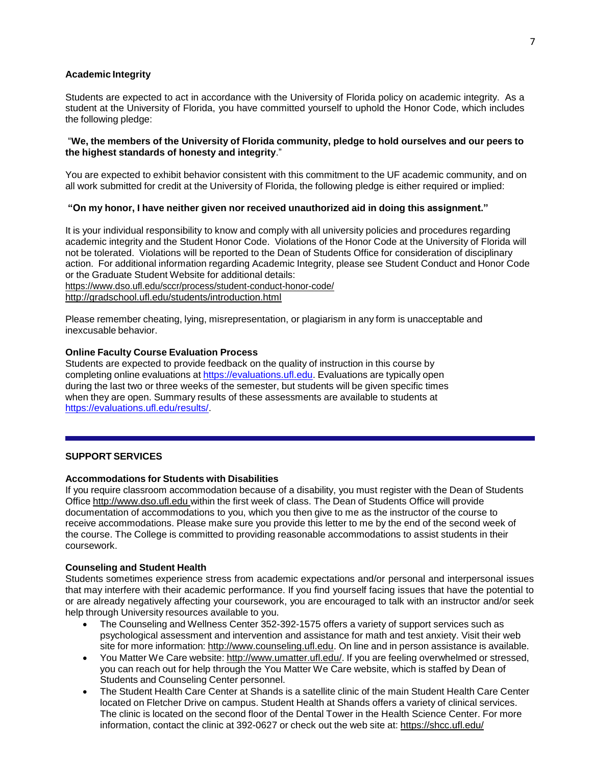**Academic Integrity**

Students are expected to act in accordance with the University of Florida policy on academic integrity. As a student at the University of Florida, you have committed yourself to uphold the Honor Code, which includes the following pledge:

"**We, the members of the University of Florida community, pledge to hold ourselves and our peers to the highest standards of honesty and integrity**."

You are expected to exhibit behavior consistent with this commitment to the UF academic community, and on all work submitted for credit at the University of Florida, the following pledge is either required or implied:

**"On my honor, I have neither given nor received unauthorized aid in doing this assignment."**

It is your individual responsibility to know and comply with all university policies and procedures regarding academic integrity and the Student Honor Code. Violations of the Honor Code at the University of Florida will not be tolerated. Violations will be reported to the Dean of Students Office for consideration of disciplinary action. For additional information regarding Academic Integrity, please see Student Conduct and Honor Code or the Graduate Student Website for additional details:
https://www.dso.ufl.edu/sccr/process/student-conduct-honor-code/
http://gradschool.ufl.edu/students/introduction.html

Please remember cheating, lying, misrepresentation, or plagiarism in any form is unacceptable and inexcusable behavior.

**Online Faculty Course Evaluation Process**

Students are expected to provide feedback on the quality of instruction in this course by completing online evaluations at https://evaluations.ufl.edu. Evaluations are typically open during the last two or three weeks of the semester, but students will be given specific times when they are open. Summary results of these assessments are available to students at https://evaluations.ufl.edu/results/.

---

## SUPPORT SERVICES

**Accommodations for Students with Disabilities**

If you require classroom accommodation because of a disability, you must register with the Dean of Students Office http://www.dso.ufl.edu within the first week of class. The Dean of Students Office will provide documentation of accommodations to you, which you then give to me as the instructor of the course to receive accommodations. Please make sure you provide this letter to me by the end of the second week of the course. The College is committed to providing reasonable accommodations to assist students in their coursework.

**Counseling and Student Health**

Students sometimes experience stress from academic expectations and/or personal and interpersonal issues that may interfere with their academic performance. If you find yourself facing issues that have the potential to or are already negatively affecting your coursework, you are encouraged to talk with an instructor and/or seek help through University resources available to you.

- The Counseling and Wellness Center 352-392-1575 offers a variety of support services such as psychological assessment and intervention and assistance for math and test anxiety. Visit their web site for more information: http://www.counseling.ufl.edu. On line and in person assistance is available.
- You Matter We Care website: http://www.umatter.ufl.edu/. If you are feeling overwhelmed or stressed, you can reach out for help through the You Matter We Care website, which is staffed by Dean of Students and Counseling Center personnel.
- The Student Health Care Center at Shands is a satellite clinic of the main Student Health Care Center located on Fletcher Drive on campus. Student Health at Shands offers a variety of clinical services. The clinic is located on the second floor of the Dental Tower in the Health Science Center. For more information, contact the clinic at 392-0627 or check out the web site at: https://shcc.ufl.edu/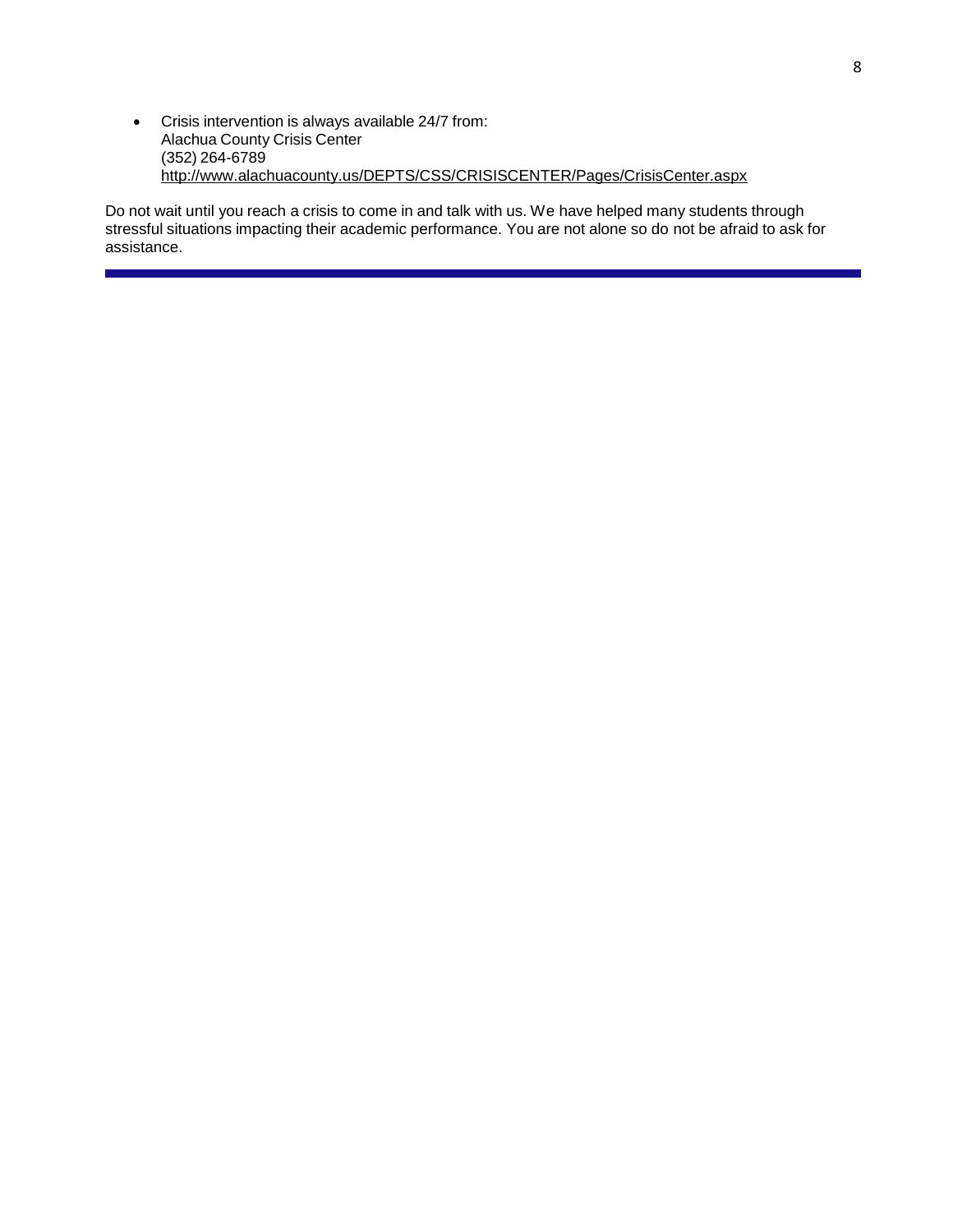- Crisis intervention is always available 24/7 from:
  Alachua County Crisis Center
  (352) 264-6789
  http://www.alachuacounty.us/DEPTS/CSS/CRISISCENTER/Pages/CrisisCenter.aspx

Do not wait until you reach a crisis to come in and talk with us. We have helped many students through stressful situations impacting their academic performance. You are not alone so do not be afraid to ask for assistance.